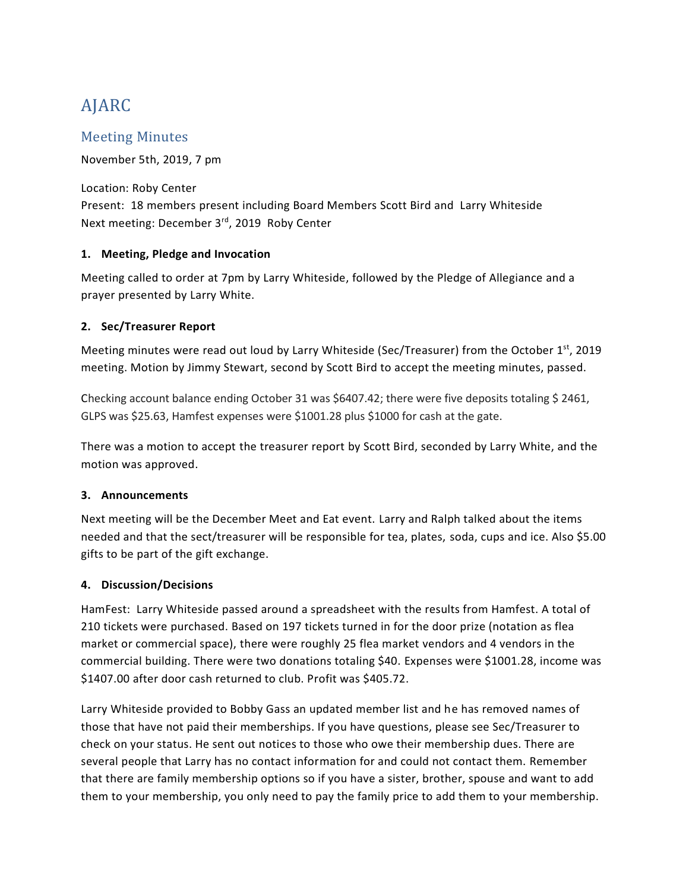# AJARC

## Meeting Minutes

November 5th, 2019, 7 pm

Location: Roby Center
Present: 18 members present including Board Members Scott Bird and Larry Whiteside
Next meeting: December 3rd, 2019 Roby Center

### 1. Meeting, Pledge and Invocation

Meeting called to order at 7pm by Larry Whiteside, followed by the Pledge of Allegiance and a prayer presented by Larry White.

### 2. Sec/Treasurer Report

Meeting minutes were read out loud by Larry Whiteside (Sec/Treasurer) from the October 1st, 2019 meeting. Motion by Jimmy Stewart, second by Scott Bird to accept the meeting minutes, passed.

Checking account balance ending October 31 was $6407.42; there were five deposits totaling $ 2461, GLPS was $25.63, Hamfest expenses were $1001.28 plus $1000 for cash at the gate.

There was a motion to accept the treasurer report by Scott Bird, seconded by Larry White, and the motion was approved.

### 3. Announcements

Next meeting will be the December Meet and Eat event. Larry and Ralph talked about the items needed and that the sect/treasurer will be responsible for tea, plates, soda, cups and ice. Also $5.00 gifts to be part of the gift exchange.

### 4. Discussion/Decisions

HamFest: Larry Whiteside passed around a spreadsheet with the results from Hamfest. A total of 210 tickets were purchased. Based on 197 tickets turned in for the door prize (notation as flea market or commercial space), there were roughly 25 flea market vendors and 4 vendors in the commercial building. There were two donations totaling $40. Expenses were $1001.28, income was $1407.00 after door cash returned to club. Profit was $405.72.

Larry Whiteside provided to Bobby Gass an updated member list and he has removed names of those that have not paid their memberships. If you have questions, please see Sec/Treasurer to check on your status. He sent out notices to those who owe their membership dues. There are several people that Larry has no contact information for and could not contact them. Remember that there are family membership options so if you have a sister, brother, spouse and want to add them to your membership, you only need to pay the family price to add them to your membership.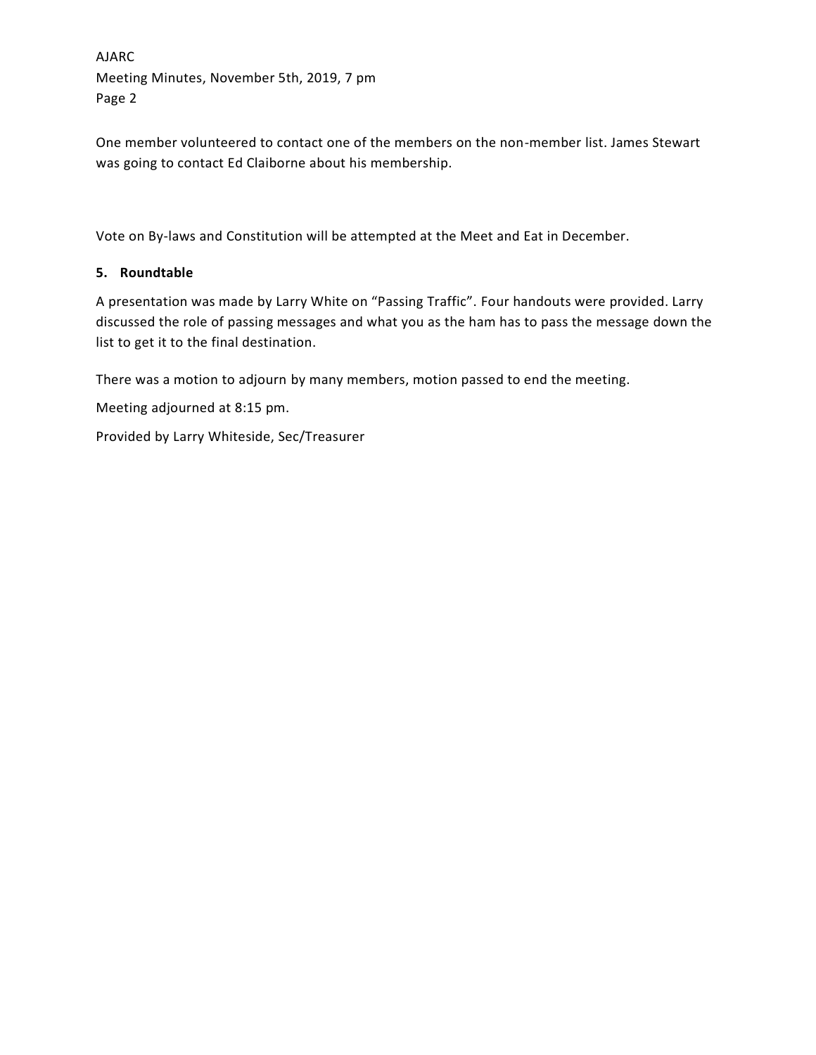One member volunteered to contact one of the members on the non-member list. James Stewart was going to contact Ed Claiborne about his membership.

Vote on By-laws and Constitution will be attempted at the Meet and Eat in December.

**5. Roundtable**

A presentation was made by Larry White on "Passing Traffic". Four handouts were provided. Larry discussed the role of passing messages and what you as the ham has to pass the message down the list to get it to the final destination.

There was a motion to adjourn by many members, motion passed to end the meeting.

Meeting adjourned at 8:15 pm.

Provided by Larry Whiteside, Sec/Treasurer